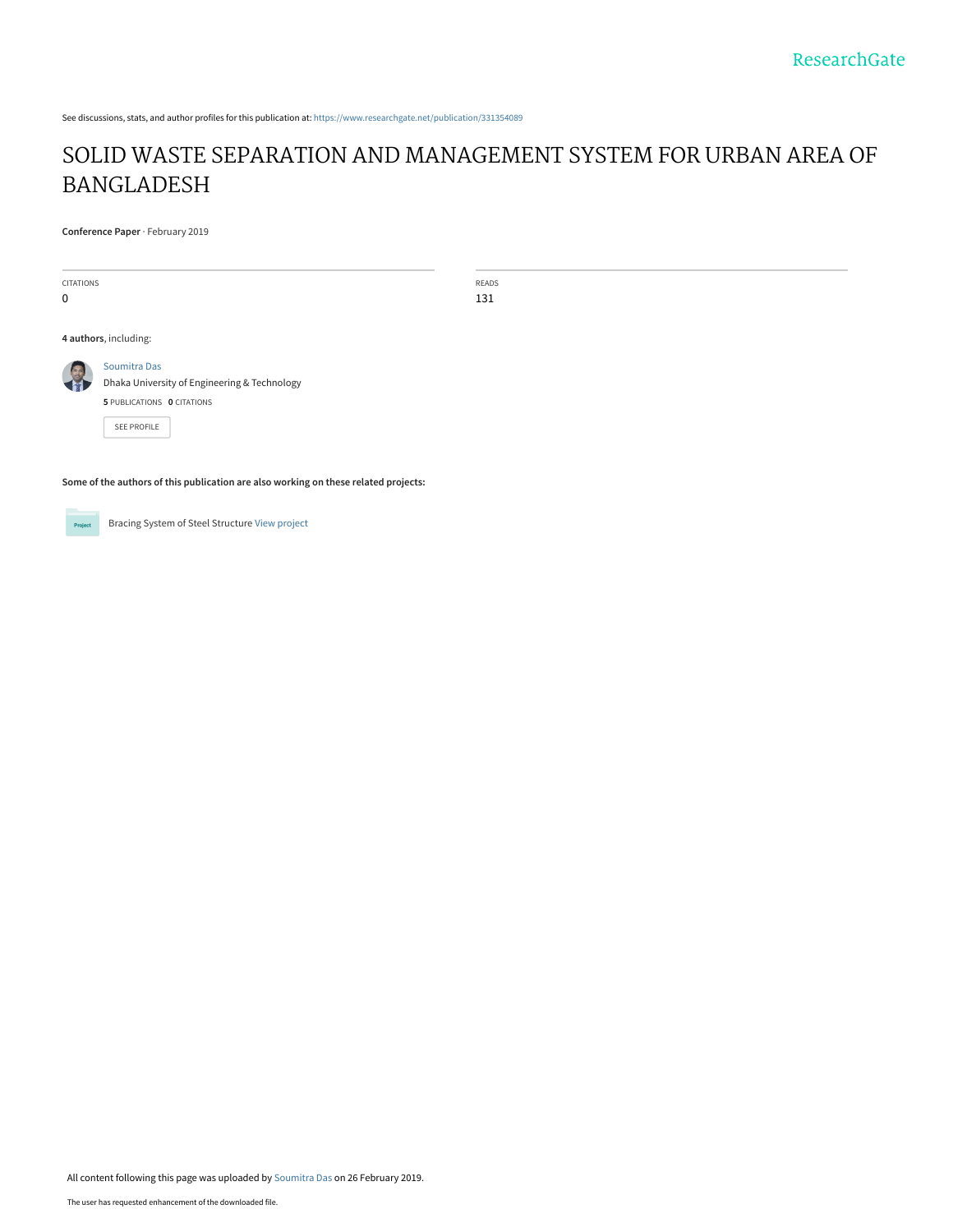See discussions, stats, and author profiles for this publication at: https://www.researchgate.net/publication/331354089

# SOLID WASTE SEPARATION AND MANAGEMENT SYSTEM FOR URBAN AREA OF BANGLADESH

**Conference Paper** · February 2019

| CITATIONS | READS |
|---|---|
| 0 | 131 |

**4 authors**, including:

Soumitra Das
Dhaka University of Engineering & Technology
**5** PUBLICATIONS **0** CITATIONS

SEE PROFILE

**Some of the authors of this publication are also working on these related projects:**

Bracing System of Steel Structure View project

All content following this page was uploaded by Soumitra Das on 26 February 2019.

The user has requested enhancement of the downloaded file.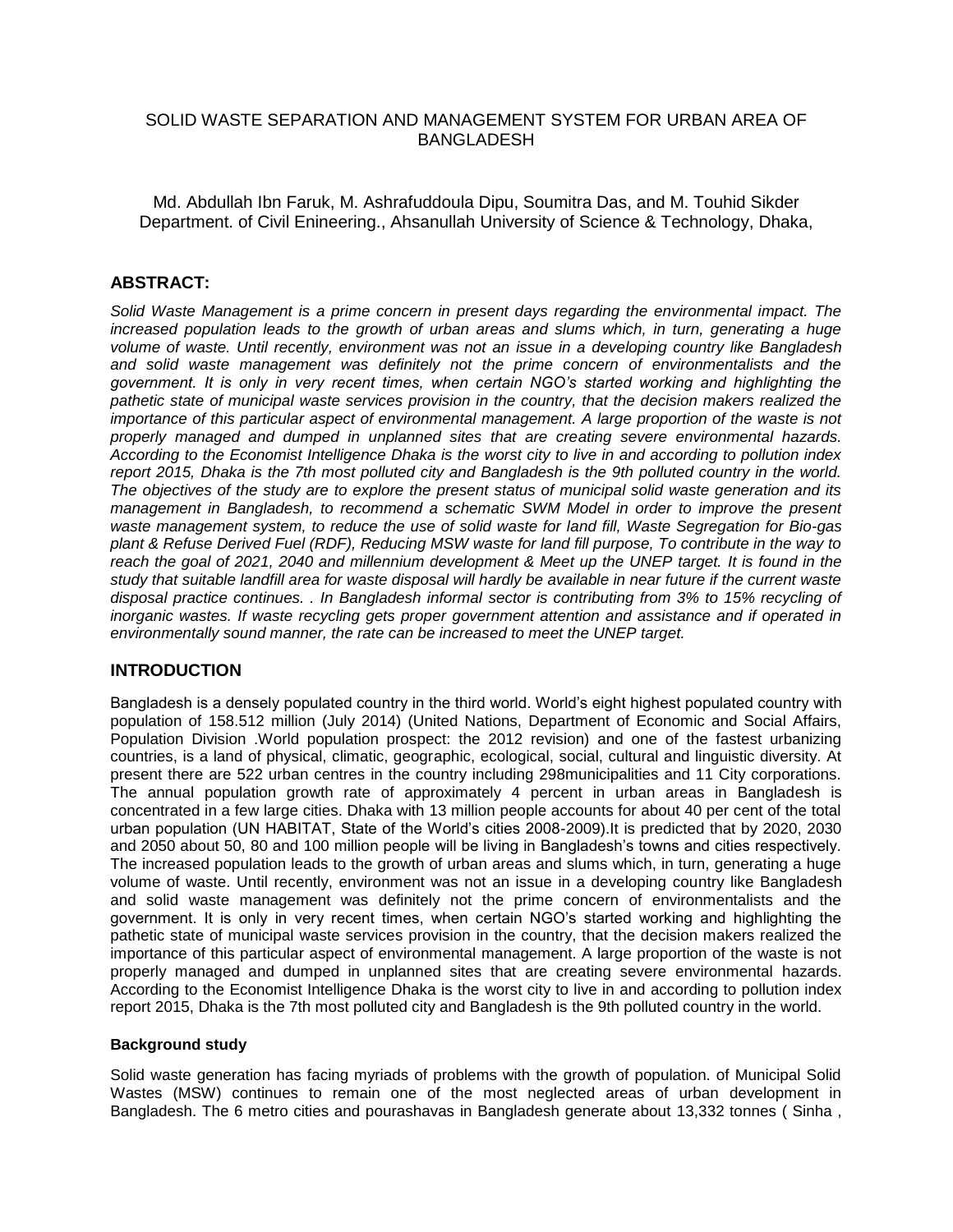# SOLID WASTE SEPARATION AND MANAGEMENT SYSTEM FOR URBAN AREA OF BANGLADESH

Md. Abdullah Ibn Faruk, M. Ashrafuddoula Dipu, Soumitra Das, and M. Touhid Sikder
Department. of Civil Enineering., Ahsanullah University of Science & Technology, Dhaka,

## ABSTRACT:

*Solid Waste Management is a prime concern in present days regarding the environmental impact. The increased population leads to the growth of urban areas and slums which, in turn, generating a huge volume of waste. Until recently, environment was not an issue in a developing country like Bangladesh and solid waste management was definitely not the prime concern of environmentalists and the government. It is only in very recent times, when certain NGO's started working and highlighting the pathetic state of municipal waste services provision in the country, that the decision makers realized the importance of this particular aspect of environmental management. A large proportion of the waste is not properly managed and dumped in unplanned sites that are creating severe environmental hazards. According to the Economist Intelligence Dhaka is the worst city to live in and according to pollution index report 2015, Dhaka is the 7th most polluted city and Bangladesh is the 9th polluted country in the world. The objectives of the study are to explore the present status of municipal solid waste generation and its management in Bangladesh, to recommend a schematic SWM Model in order to improve the present waste management system, to reduce the use of solid waste for land fill, Waste Segregation for Bio-gas plant & Refuse Derived Fuel (RDF), Reducing MSW waste for land fill purpose, To contribute in the way to reach the goal of 2021, 2040 and millennium development & Meet up the UNEP target. It is found in the study that suitable landfill area for waste disposal will hardly be available in near future if the current waste disposal practice continues. . In Bangladesh informal sector is contributing from 3% to 15% recycling of inorganic wastes. If waste recycling gets proper government attention and assistance and if operated in environmentally sound manner, the rate can be increased to meet the UNEP target.*

## INTRODUCTION

Bangladesh is a densely populated country in the third world. World's eight highest populated country with population of 158.512 million (July 2014) (United Nations, Department of Economic and Social Affairs, Population Division .World population prospect: the 2012 revision) and one of the fastest urbanizing countries, is a land of physical, climatic, geographic, ecological, social, cultural and linguistic diversity. At present there are 522 urban centres in the country including 298municipalities and 11 City corporations. The annual population growth rate of approximately 4 percent in urban areas in Bangladesh is concentrated in a few large cities. Dhaka with 13 million people accounts for about 40 per cent of the total urban population (UN HABITAT, State of the World's cities 2008-2009).It is predicted that by 2020, 2030 and 2050 about 50, 80 and 100 million people will be living in Bangladesh's towns and cities respectively. The increased population leads to the growth of urban areas and slums which, in turn, generating a huge volume of waste. Until recently, environment was not an issue in a developing country like Bangladesh and solid waste management was definitely not the prime concern of environmentalists and the government. It is only in very recent times, when certain NGO's started working and highlighting the pathetic state of municipal waste services provision in the country, that the decision makers realized the importance of this particular aspect of environmental management. A large proportion of the waste is not properly managed and dumped in unplanned sites that are creating severe environmental hazards. According to the Economist Intelligence Dhaka is the worst city to live in and according to pollution index report 2015, Dhaka is the 7th most polluted city and Bangladesh is the 9th polluted country in the world.

### Background study

Solid waste generation has facing myriads of problems with the growth of population. of Municipal Solid Wastes (MSW) continues to remain one of the most neglected areas of urban development in Bangladesh. The 6 metro cities and pourashavas in Bangladesh generate about 13,332 tonnes ( Sinha ,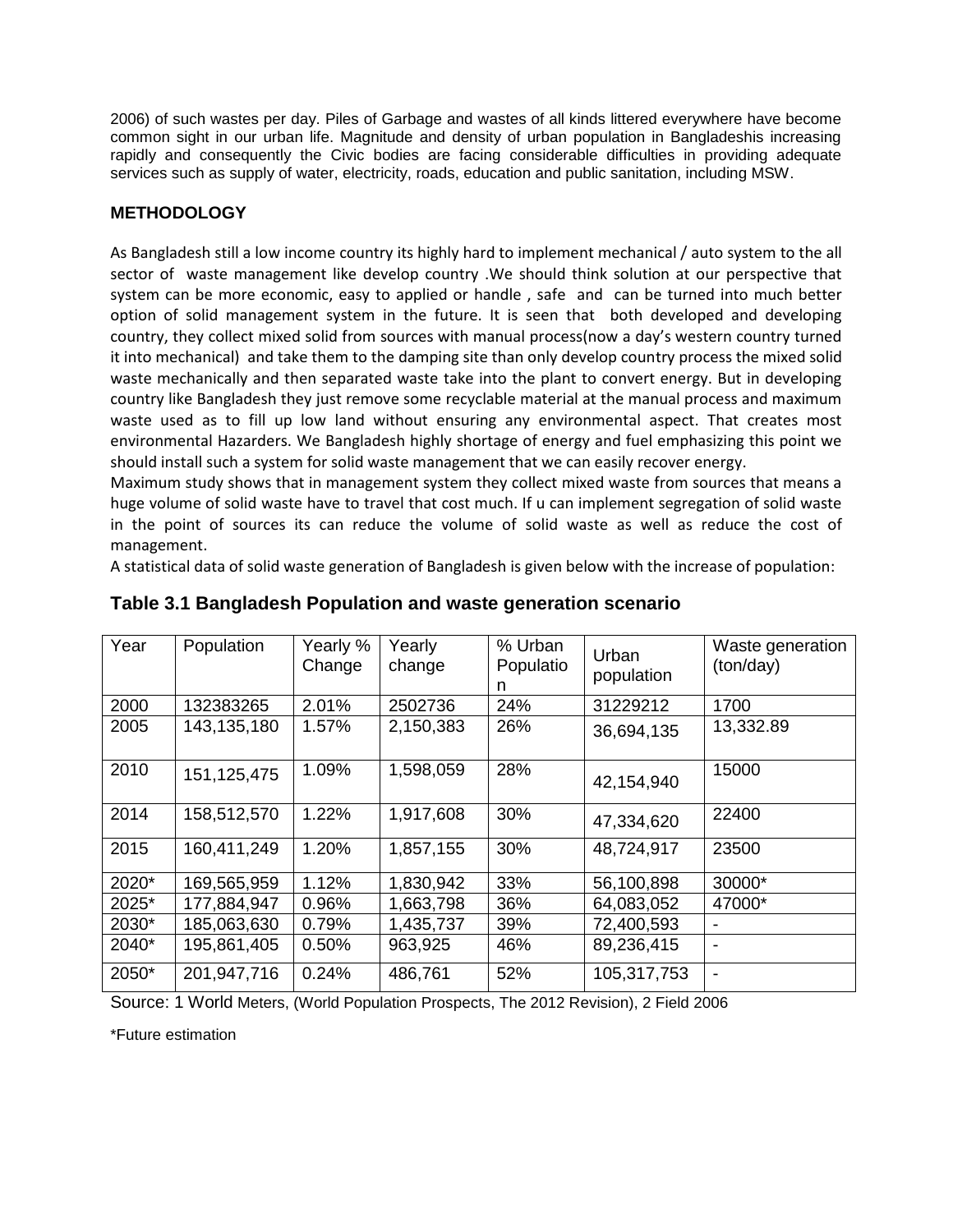2006) of such wastes per day. Piles of Garbage and wastes of all kinds littered everywhere have become common sight in our urban life. Magnitude and density of urban population in Bangladeshis increasing rapidly and consequently the Civic bodies are facing considerable difficulties in providing adequate services such as supply of water, electricity, roads, education and public sanitation, including MSW.

## METHODOLOGY

As Bangladesh still a low income country its highly hard to implement mechanical / auto system to the all sector of waste management like develop country .We should think solution at our perspective that system can be more economic, easy to applied or handle , safe and can be turned into much better option of solid management system in the future. It is seen that both developed and developing country, they collect mixed solid from sources with manual process(now a day's western country turned it into mechanical) and take them to the damping site than only develop country process the mixed solid waste mechanically and then separated waste take into the plant to convert energy. But in developing country like Bangladesh they just remove some recyclable material at the manual process and maximum waste used as to fill up low land without ensuring any environmental aspect. That creates most environmental Hazarders. We Bangladesh highly shortage of energy and fuel emphasizing this point we should install such a system for solid waste management that we can easily recover energy.

Maximum study shows that in management system they collect mixed waste from sources that means a huge volume of solid waste have to travel that cost much. If u can implement segregation of solid waste in the point of sources its can reduce the volume of solid waste as well as reduce the cost of management.

A statistical data of solid waste generation of Bangladesh is given below with the increase of population:

### Table 3.1 Bangladesh Population and waste generation scenario

| Year | Population | Yearly % Change | Yearly change | % Urban Population | Urban population | Waste generation (ton/day) |
|---|---|---|---|---|---|---|
| 2000 | 132383265 | 2.01% | 2502736 | 24% | 31229212 | 1700 |
| 2005 | 143,135,180 | 1.57% | 2,150,383 | 26% | 36,694,135 | 13,332.89 |
| 2010 | 151,125,475 | 1.09% | 1,598,059 | 28% | 42,154,940 | 15000 |
| 2014 | 158,512,570 | 1.22% | 1,917,608 | 30% | 47,334,620 | 22400 |
| 2015 | 160,411,249 | 1.20% | 1,857,155 | 30% | 48,724,917 | 23500 |
| 2020* | 169,565,959 | 1.12% | 1,830,942 | 33% | 56,100,898 | 30000* |
| 2025* | 177,884,947 | 0.96% | 1,663,798 | 36% | 64,083,052 | 47000* |
| 2030* | 185,063,630 | 0.79% | 1,435,737 | 39% | 72,400,593 | - |
| 2040* | 195,861,405 | 0.50% | 963,925 | 46% | 89,236,415 | - |
| 2050* | 201,947,716 | 0.24% | 486,761 | 52% | 105,317,753 | - |

Source: 1 World Meters, (World Population Prospects, The 2012 Revision), 2 Field 2006

*Future estimation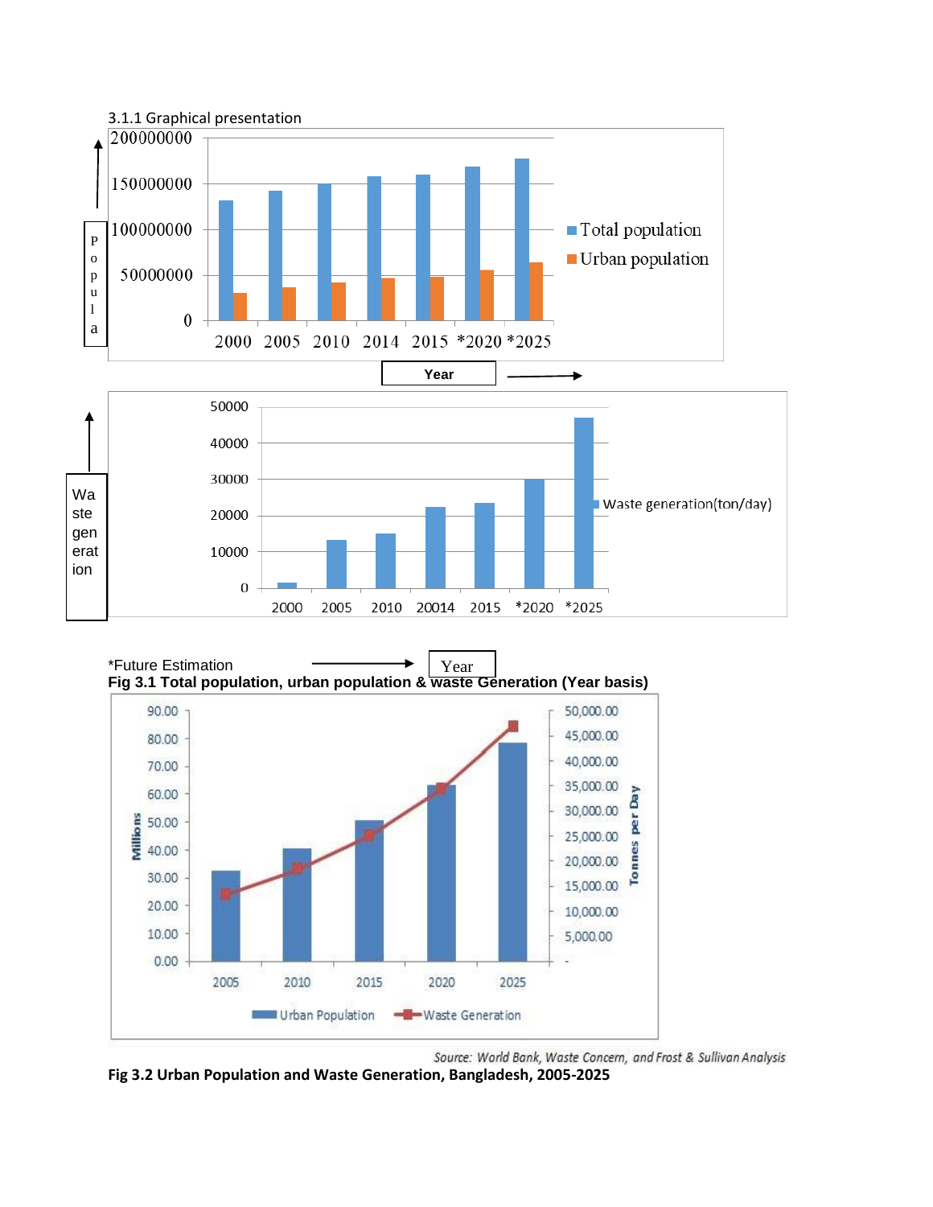3.1.1 Graphical presentation

*Future Estimation

**Fig 3.1 Total population, urban population & waste Generation (Year basis)**

Source: World Bank, Waste Concern, and Frost & Sullivan Analysis

**Fig 3.2 Urban Population and Waste Generation, Bangladesh, 2005-2025**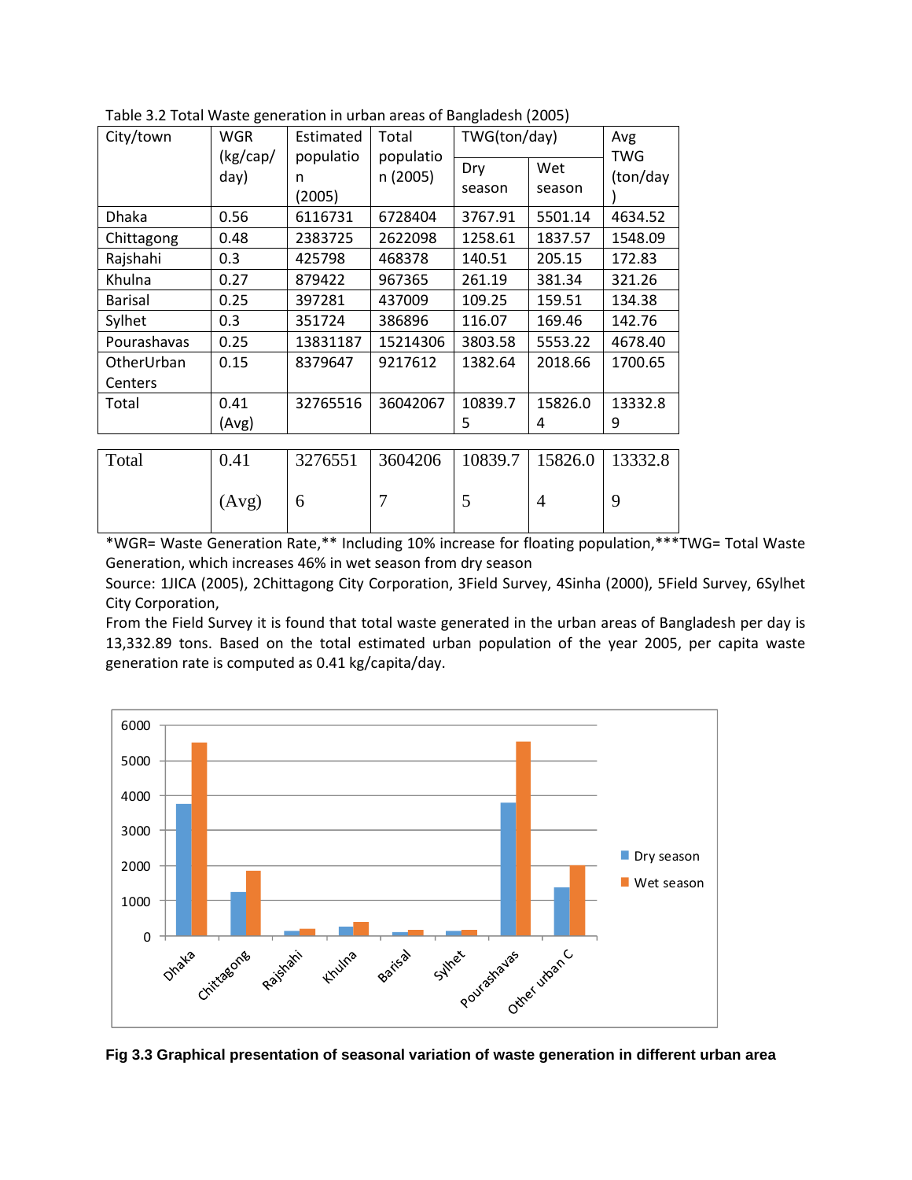Table 3.2 Total Waste generation in urban areas of Bangladesh (2005)

| City/town | WGR (kg/cap/day) | Estimated population (2005) | Total population (2005) | TWG(ton/day) | | Avg TWG (ton/day) |
|---|---|---|---|---|---|---|
| | | | | Dry season | Wet season | |
| Dhaka | 0.56 | 6116731 | 6728404 | 3767.91 | 5501.14 | 4634.52 |
| Chittagong | 0.48 | 2383725 | 2622098 | 1258.61 | 1837.57 | 1548.09 |
| Rajshahi | 0.3 | 425798 | 468378 | 140.51 | 205.15 | 172.83 |
| Khulna | 0.27 | 879422 | 967365 | 261.19 | 381.34 | 321.26 |
| Barisal | 0.25 | 397281 | 437009 | 109.25 | 159.51 | 134.38 |
| Sylhet | 0.3 | 351724 | 386896 | 116.07 | 169.46 | 142.76 |
| Pourashavas | 0.25 | 13831187 | 15214306 | 3803.58 | 5553.22 | 4678.40 |
| OtherUrban Centers | 0.15 | 8379647 | 9217612 | 1382.64 | 2018.66 | 1700.65 |
| Total | 0.41 (Avg) | 32765516 | 36042067 | 10839.75 | 15826.04 | 13332.89 |

| Total | 0.41 (Avg) | 32765516 | 36042067 | 10839.75 | 15826.04 | 13332.89 |
|---|---|---|---|---|---|---|

*WGR= Waste Generation Rate,** Including 10% increase for floating population,***TWG= Total Waste Generation, which increases 46% in wet season from dry season

Source: 1JICA (2005), 2Chittagong City Corporation, 3Field Survey, 4Sinha (2000), 5Field Survey, 6Sylhet City Corporation,

From the Field Survey it is found that total waste generated in the urban areas of Bangladesh per day is 13,332.89 tons. Based on the total estimated urban population of the year 2005, per capita waste generation rate is computed as 0.41 kg/capita/day.

**Fig 3.3 Graphical presentation of seasonal variation of waste generation in different urban area**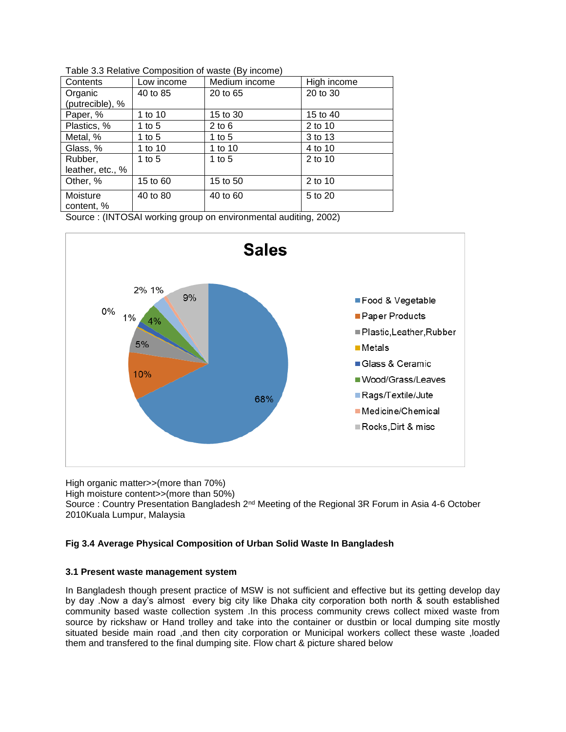Table 3.3 Relative Composition of waste (By income)

| Contents | Low income | Medium income | High income |
|---|---|---|---|
| Organic (putrecible), % | 40 to 85 | 20 to 65 | 20 to 30 |
| Paper, % | 1 to 10 | 15 to 30 | 15 to 40 |
| Plastics, % | 1 to 5 | 2 to 6 | 2 to 10 |
| Metal, % | 1 to 5 | 1 to 5 | 3 to 13 |
| Glass, % | 1 to 10 | 1 to 10 | 4 to 10 |
| Rubber, leather, etc., % | 1 to 5 | 1 to 5 | 2 to 10 |
| Other, % | 15 to 60 | 15 to 50 | 2 to 10 |
| Moisture content, % | 40 to 80 | 40 to 60 | 5 to 20 |

Source : (INTOSAI working group on environmental auditing, 2002)

**Sales**

- Food & Vegetable: 68%
- Paper Products: 10%
- Plastic,Leather,Rubber: 5%
- Metals: 0%
- Glass & Ceramic: 1%
- Wood/Grass/Leaves: 4%
- Rags/Textile/Jute: 2%
- Medicine/Chemical: 1%
- Rocks,Dirt & misc: 9%

High organic matter>>(more than 70%)
High moisture content>>(more than 50%)
Source : Country Presentation Bangladesh 2nd Meeting of the Regional 3R Forum in Asia 4-6 October 2010Kuala Lumpur, Malaysia

**Fig 3.4 Average Physical Composition of Urban Solid Waste In Bangladesh**

### 3.1 Present waste management system

In Bangladesh though present practice of MSW is not sufficient and effective but its getting develop day by day .Now a day's almost every big city like Dhaka city corporation both north & south established community based waste collection system .In this process community crews collect mixed waste from source by rickshaw or Hand trolley and take into the container or dustbin or local dumping site mostly situated beside main road ,and then city corporation or Municipal workers collect these waste ,loaded them and transfered to the final dumping site. Flow chart & picture shared below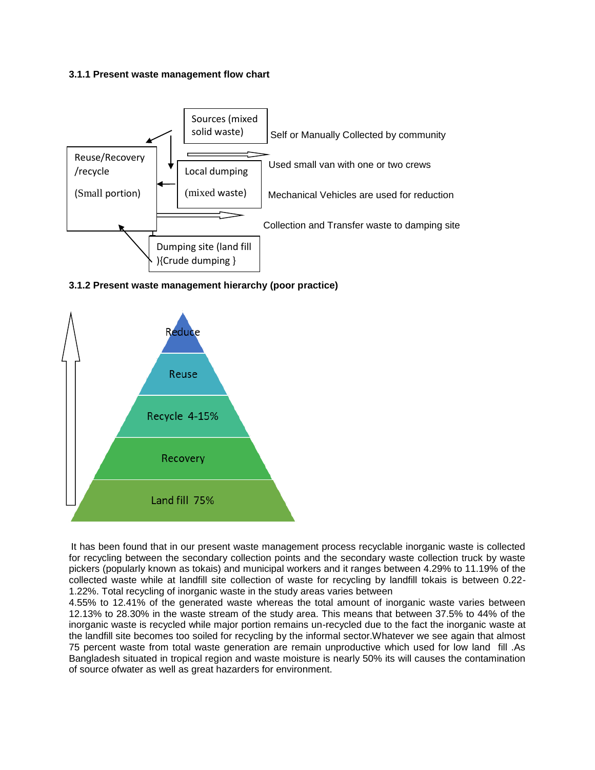**3.1.1 Present waste management flow chart**

Sources (mixed solid waste)

Self or Manually Collected by community

Reuse/Recovery /recycle (Small portion)

Local dumping (mixed waste)

Used small van with one or two crews

Mechanical Vehicles are used for reduction

Collection and Transfer waste to damping site

Dumping site (land fill ){Crude dumping }

**3.1.2 Present waste management hierarchy (poor practice)**

Reduce

Reuse

Recycle 4-15%

Recovery

Land fill 75%

It has been found that in our present waste management process recyclable inorganic waste is collected for recycling between the secondary collection points and the secondary waste collection truck by waste pickers (popularly known as tokais) and municipal workers and it ranges between 4.29% to 11.19% of the collected waste while at landfill site collection of waste for recycling by landfill tokais is between 0.22-1.22%. Total recycling of inorganic waste in the study areas varies between
4.55% to 12.41% of the generated waste whereas the total amount of inorganic waste varies between 12.13% to 28.30% in the waste stream of the study area. This means that between 37.5% to 44% of the inorganic waste is recycled while major portion remains un-recycled due to the fact the inorganic waste at the landfill site becomes too soiled for recycling by the informal sector.Whatever we see again that almost 75 percent waste from total waste generation are remain unproductive which used for low land fill .As Bangladesh situated in tropical region and waste moisture is nearly 50% its will causes the contamination of source ofwater as well as great hazarders for environment.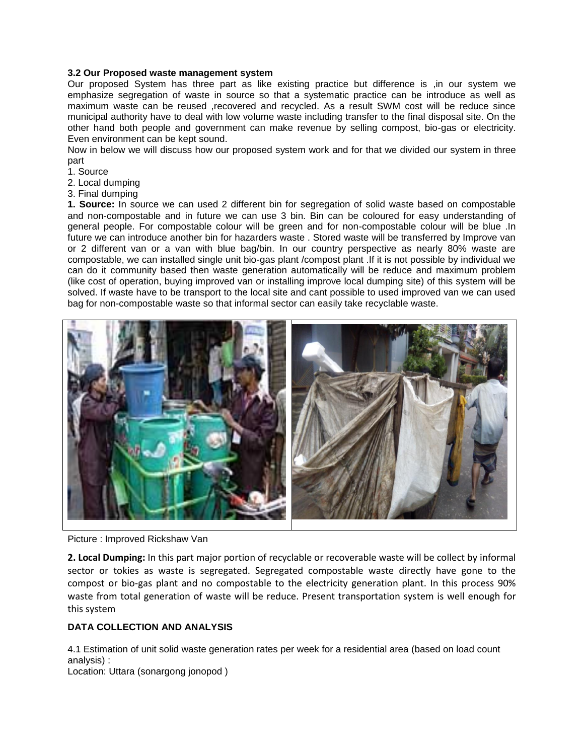**3.2 Our Proposed waste management system**

Our proposed System has three part as like existing practice but difference is ,in our system we emphasize segregation of waste in source so that a systematic practice can be introduce as well as maximum waste can be reused ,recovered and recycled. As a result SWM cost will be reduce since municipal authority have to deal with low volume waste including transfer to the final disposal site. On the other hand both people and government can make revenue by selling compost, bio-gas or electricity. Even environment can be kept sound.

Now in below we will discuss how our proposed system work and for that we divided our system in three part

1. Source
2. Local dumping
3. Final dumping

**1. Source:** In source we can used 2 different bin for segregation of solid waste based on compostable and non-compostable and in future we can use 3 bin. Bin can be coloured for easy understanding of general people. For compostable colour will be green and for non-compostable colour will be blue .In future we can introduce another bin for hazarders waste . Stored waste will be transferred by Improve van or 2 different van or a van with blue bag/bin. In our country perspective as nearly 80% waste are compostable, we can installed single unit bio-gas plant /compost plant .If it is not possible by individual we can do it community based then waste generation automatically will be reduce and maximum problem (like cost of operation, buying improved van or installing improve local dumping site) of this system will be solved. If waste have to be transport to the local site and cant possible to used improved van we can used bag for non-compostable waste so that informal sector can easily take recyclable waste.

Picture : Improved Rickshaw Van

**2. Local Dumping:** In this part major portion of recyclable or recoverable waste will be collect by informal sector or tokies as waste is segregated. Segregated compostable waste directly have gone to the compost or bio-gas plant and no compostable to the electricity generation plant. In this process 90% waste from total generation of waste will be reduce. Present transportation system is well enough for this system

**DATA COLLECTION AND ANALYSIS**

4.1 Estimation of unit solid waste generation rates per week for a residential area (based on load count analysis) :

Location: Uttara (sonargong jonopod )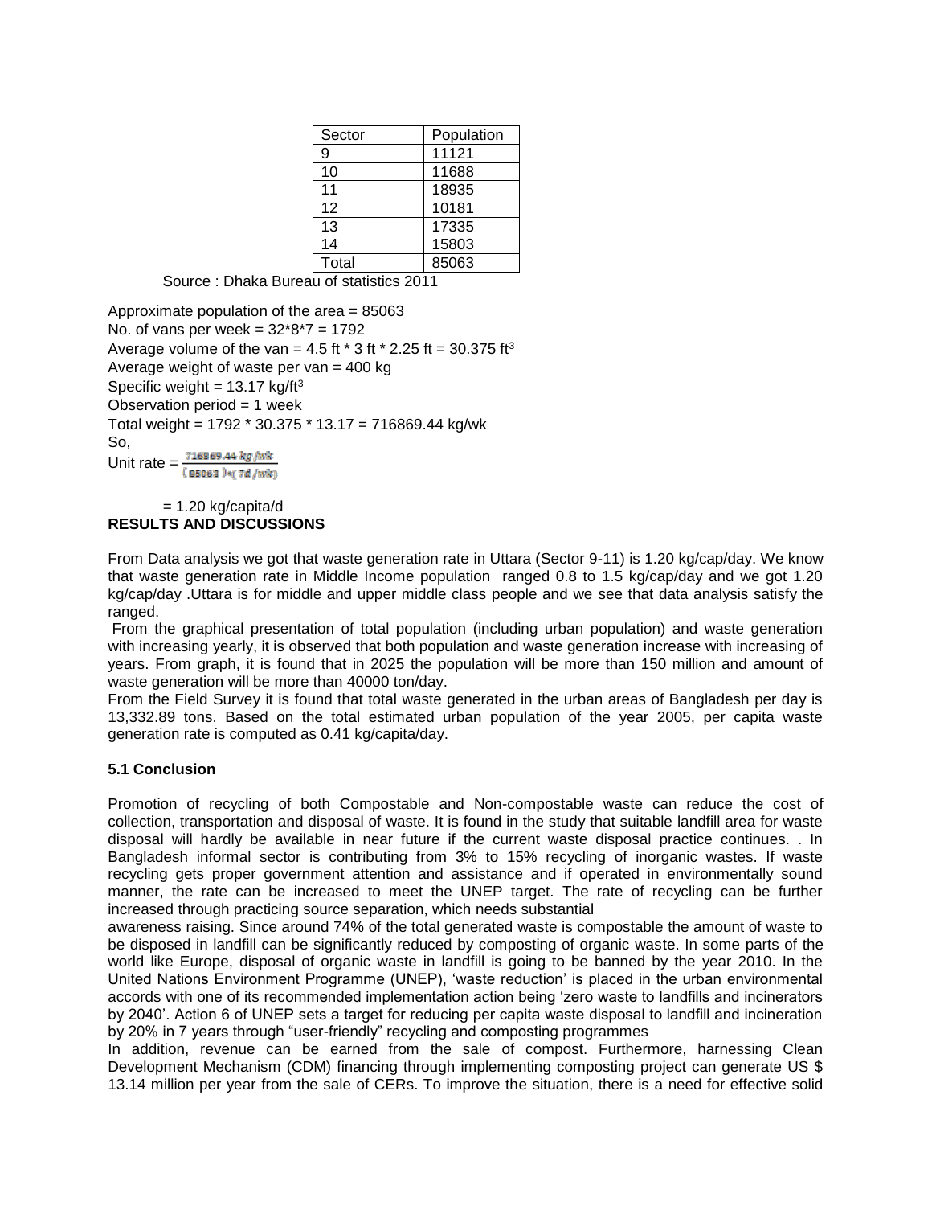| Sector | Population |
|---|---|
| 9 | 11121 |
| 10 | 11688 |
| 11 | 18935 |
| 12 | 10181 |
| 13 | 17335 |
| 14 | 15803 |
| Total | 85063 |

Source : Dhaka Bureau of statistics 2011

Approximate population of the area = 85063

No. of vans per week = 32*8*7 = 1792

Average volume of the van = 4.5 ft * 3 ft * 2.25 ft = 30.375 $ft^3$

Average weight of waste per van = 400 kg

Specific weight = 13.17 kg/$ft^3$

Observation period = 1 week

Total weight = 1792 * 30.375 * 13.17 = 716869.44 kg/wk

So,

$$\text{Unit rate} = \frac{716869.44\ kg/wk}{(85063)*(7d/wk)}$$

= 1.20 kg/capita/d

**RESULTS AND DISCUSSIONS**

From Data analysis we got that waste generation rate in Uttara (Sector 9-11) is 1.20 kg/cap/day. We know that waste generation rate in Middle Income population ranged 0.8 to 1.5 kg/cap/day and we got 1.20 kg/cap/day .Uttara is for middle and upper middle class people and we see that data analysis satisfy the ranged.

From the graphical presentation of total population (including urban population) and waste generation with increasing yearly, it is observed that both population and waste generation increase with increasing of years. From graph, it is found that in 2025 the population will be more than 150 million and amount of waste generation will be more than 40000 ton/day.

From the Field Survey it is found that total waste generated in the urban areas of Bangladesh per day is 13,332.89 tons. Based on the total estimated urban population of the year 2005, per capita waste generation rate is computed as 0.41 kg/capita/day.

### 5.1 Conclusion

Promotion of recycling of both Compostable and Non-compostable waste can reduce the cost of collection, transportation and disposal of waste. It is found in the study that suitable landfill area for waste disposal will hardly be available in near future if the current waste disposal practice continues. . In Bangladesh informal sector is contributing from 3% to 15% recycling of inorganic wastes. If waste recycling gets proper government attention and assistance and if operated in environmentally sound manner, the rate can be increased to meet the UNEP target. The rate of recycling can be further increased through practicing source separation, which needs substantial awareness raising. Since around 74% of the total generated waste is compostable the amount of waste to be disposed in landfill can be significantly reduced by composting of organic waste. In some parts of the world like Europe, disposal of organic waste in landfill is going to be banned by the year 2010. In the United Nations Environment Programme (UNEP), 'waste reduction' is placed in the urban environmental accords with one of its recommended implementation action being 'zero waste to landfills and incinerators by 2040'. Action 6 of UNEP sets a target for reducing per capita waste disposal to landfill and incineration by 20% in 7 years through "user-friendly" recycling and composting programmes

In addition, revenue can be earned from the sale of compost. Furthermore, harnessing Clean Development Mechanism (CDM) financing through implementing composting project can generate US $ 13.14 million per year from the sale of CERs. To improve the situation, there is a need for effective solid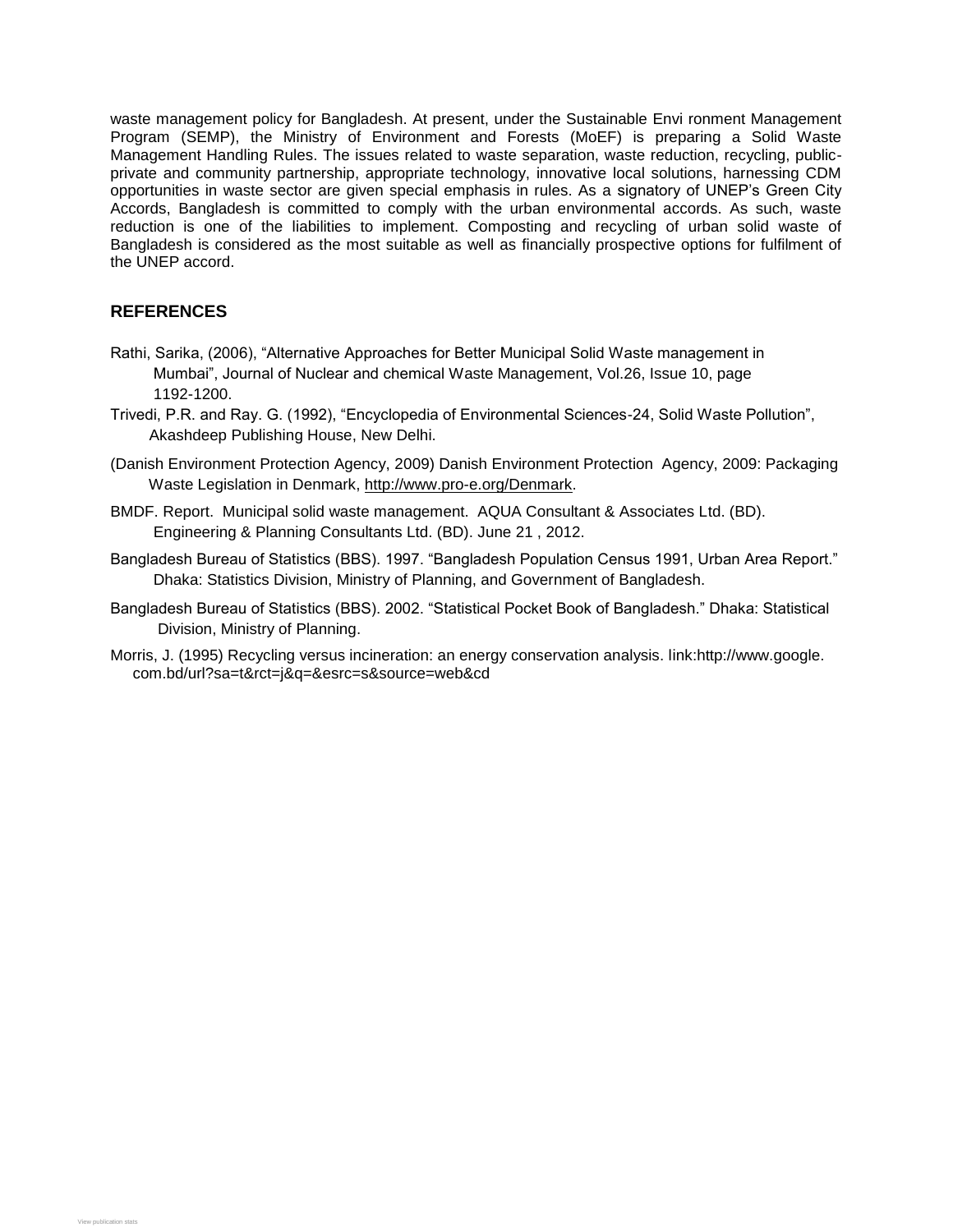waste management policy for Bangladesh. At present, under the Sustainable Envi ronment Management Program (SEMP), the Ministry of Environment and Forests (MoEF) is preparing a Solid Waste Management Handling Rules. The issues related to waste separation, waste reduction, recycling, public-private and community partnership, appropriate technology, innovative local solutions, harnessing CDM opportunities in waste sector are given special emphasis in rules. As a signatory of UNEP's Green City Accords, Bangladesh is committed to comply with the urban environmental accords. As such, waste reduction is one of the liabilities to implement. Composting and recycling of urban solid waste of Bangladesh is considered as the most suitable as well as financially prospective options for fulfilment of the UNEP accord.

## REFERENCES

Rathi, Sarika, (2006), "Alternative Approaches for Better Municipal Solid Waste management in Mumbai", Journal of Nuclear and chemical Waste Management, Vol.26, Issue 10, page 1192-1200.

Trivedi, P.R. and Ray. G. (1992), "Encyclopedia of Environmental Sciences-24, Solid Waste Pollution", Akashdeep Publishing House, New Delhi.

(Danish Environment Protection Agency, 2009) Danish Environment Protection Agency, 2009: Packaging Waste Legislation in Denmark, http://www.pro-e.org/Denmark.

BMDF. Report. Municipal solid waste management. AQUA Consultant & Associates Ltd. (BD). Engineering & Planning Consultants Ltd. (BD). June 21 , 2012.

Bangladesh Bureau of Statistics (BBS). 1997. "Bangladesh Population Census 1991, Urban Area Report." Dhaka: Statistics Division, Ministry of Planning, and Government of Bangladesh.

Bangladesh Bureau of Statistics (BBS). 2002. "Statistical Pocket Book of Bangladesh." Dhaka: Statistical Division, Ministry of Planning.

Morris, J. (1995) Recycling versus incineration: an energy conservation analysis. link:http://www.google.com.bd/url?sa=t&rct=j&q=&esrc=s&source=web&cd